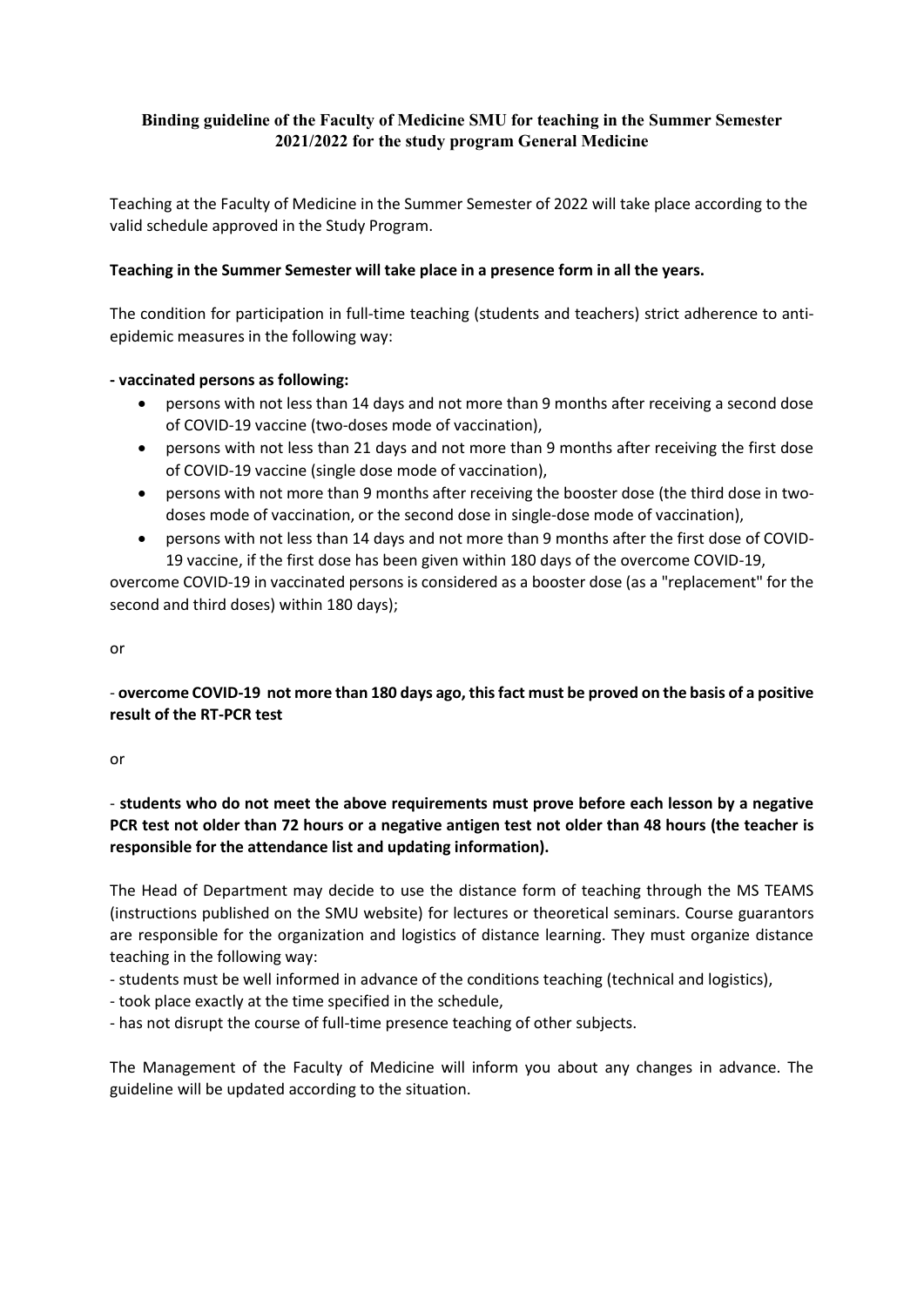# Binding guideline of the Faculty of Medicine SMU for teaching in the Summer Semester 2021/2022 for the study program General Medicine

Teaching at the Faculty of Medicine in the Summer Semester of 2022 will take place according to the valid schedule approved in the Study Program.

**Teaching in the Summer Semester will take place in a presence form in all the years.**

The condition for participation in full-time teaching (students and teachers) strict adherence to anti-epidemic measures in the following way:

**- vaccinated persons as following:**

- persons with not less than 14 days and not more than 9 months after receiving a second dose of COVID-19 vaccine (two-doses mode of vaccination),
- persons with not less than 21 days and not more than 9 months after receiving the first dose of COVID-19 vaccine (single dose mode of vaccination),
- persons with not more than 9 months after receiving the booster dose (the third dose in two-doses mode of vaccination, or the second dose in single-dose mode of vaccination),
- persons with not less than 14 days and not more than 9 months after the first dose of COVID-19 vaccine, if the first dose has been given within 180 days of the overcome COVID-19,

overcome COVID-19 in vaccinated persons is considered as a booster dose (as a "replacement" for the second and third doses) within 180 days);

or

- **overcome COVID-19 not more than 180 days ago, this fact must be proved on the basis of a positive result of the RT-PCR test**

or

- **students who do not meet the above requirements must prove before each lesson by a negative PCR test not older than 72 hours or a negative antigen test not older than 48 hours (the teacher is responsible for the attendance list and updating information).**

The Head of Department may decide to use the distance form of teaching through the MS TEAMS (instructions published on the SMU website) for lectures or theoretical seminars. Course guarantors are responsible for the organization and logistics of distance learning. They must organize distance teaching in the following way:

- students must be well informed in advance of the conditions teaching (technical and logistics),
- took place exactly at the time specified in the schedule,
- has not disrupt the course of full-time presence teaching of other subjects.

The Management of the Faculty of Medicine will inform you about any changes in advance. The guideline will be updated according to the situation.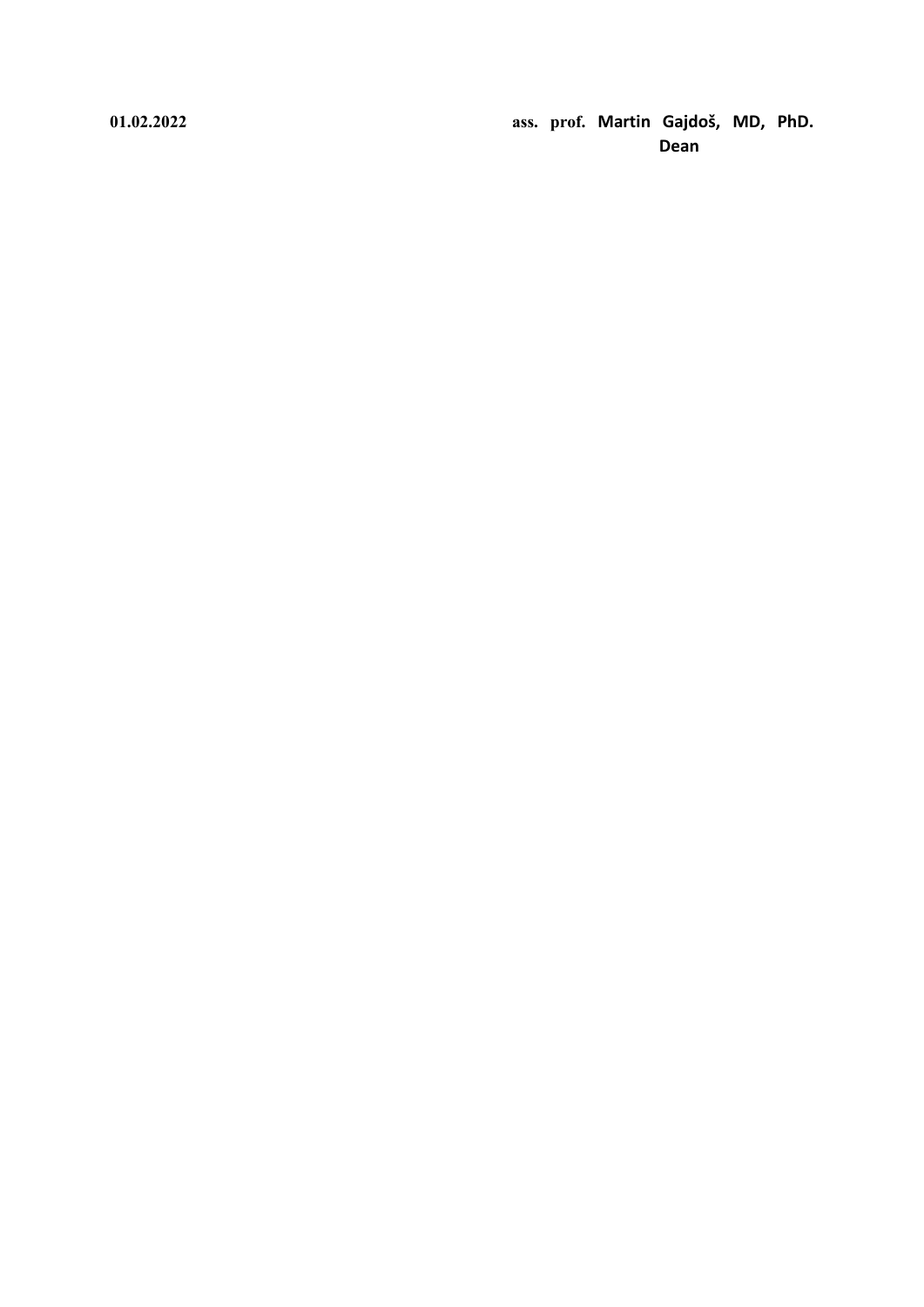**01.02.2022** **ass. prof. Martin Gajdoš, MD, PhD.**
**Dean**